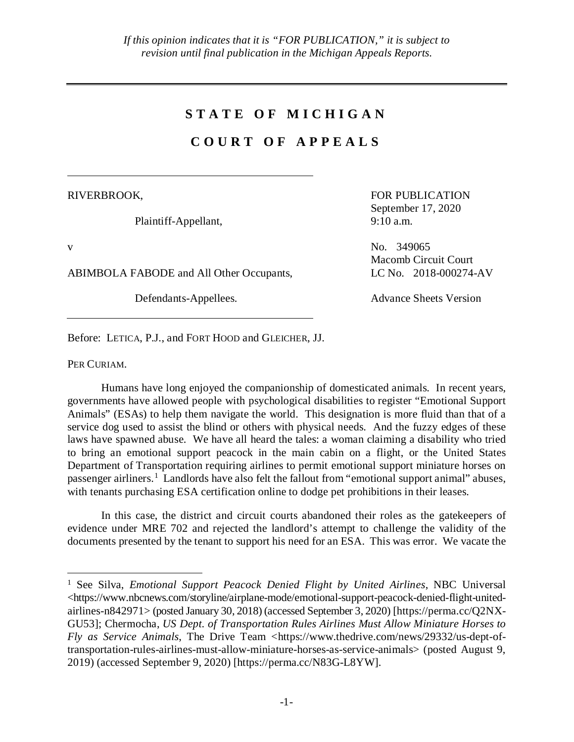*If this opinion indicates that it is "FOR PUBLICATION," it is subject to revision until final publication in the Michigan Appeals Reports.*

---

# STATE OF MICHIGAN

# COURT OF APPEALS

---

RIVERBROOK,

Plaintiff-Appellant,

v

ABIMBOLA FABODE and All Other Occupants,

Defendants-Appellees.

---

FOR PUBLICATION
September 17, 2020
9:10 a.m.

No. 349065
Macomb Circuit Court
LC No. 2018-000274-AV

Advance Sheets Version

Before: LETICA, P.J., and FORT HOOD and GLEICHER, JJ.

PER CURIAM.

Humans have long enjoyed the companionship of domesticated animals. In recent years, governments have allowed people with psychological disabilities to register "Emotional Support Animals" (ESAs) to help them navigate the world. This designation is more fluid than that of a service dog used to assist the blind or others with physical needs. And the fuzzy edges of these laws have spawned abuse. We have all heard the tales: a woman claiming a disability who tried to bring an emotional support peacock in the main cabin on a flight, or the United States Department of Transportation requiring airlines to permit emotional support miniature horses on passenger airliners.[1] Landlords have also felt the fallout from "emotional support animal" abuses, with tenants purchasing ESA certification online to dodge pet prohibitions in their leases.

In this case, the district and circuit courts abandoned their roles as the gatekeepers of evidence under MRE 702 and rejected the landlord's attempt to challenge the validity of the documents presented by the tenant to support his need for an ESA. This was error. We vacate the

---

[1] See Silva, *Emotional Support Peacock Denied Flight by United Airlines*, NBC Universal <https://www.nbcnews.com/storyline/airplane-mode/emotional-support-peacock-denied-flight-united-airlines-n842971> (posted January 30, 2018) (accessed September 3, 2020) [https://perma.cc/Q2NX-GU53]; Chermocha, *US Dept. of Transportation Rules Airlines Must Allow Miniature Horses to Fly as Service Animals*, The Drive Team <https://www.thedrive.com/news/29332/us-dept-of-transportation-rules-airlines-must-allow-miniature-horses-as-service-animals> (posted August 9, 2019) (accessed September 9, 2020) [https://perma.cc/N83G-L8YW].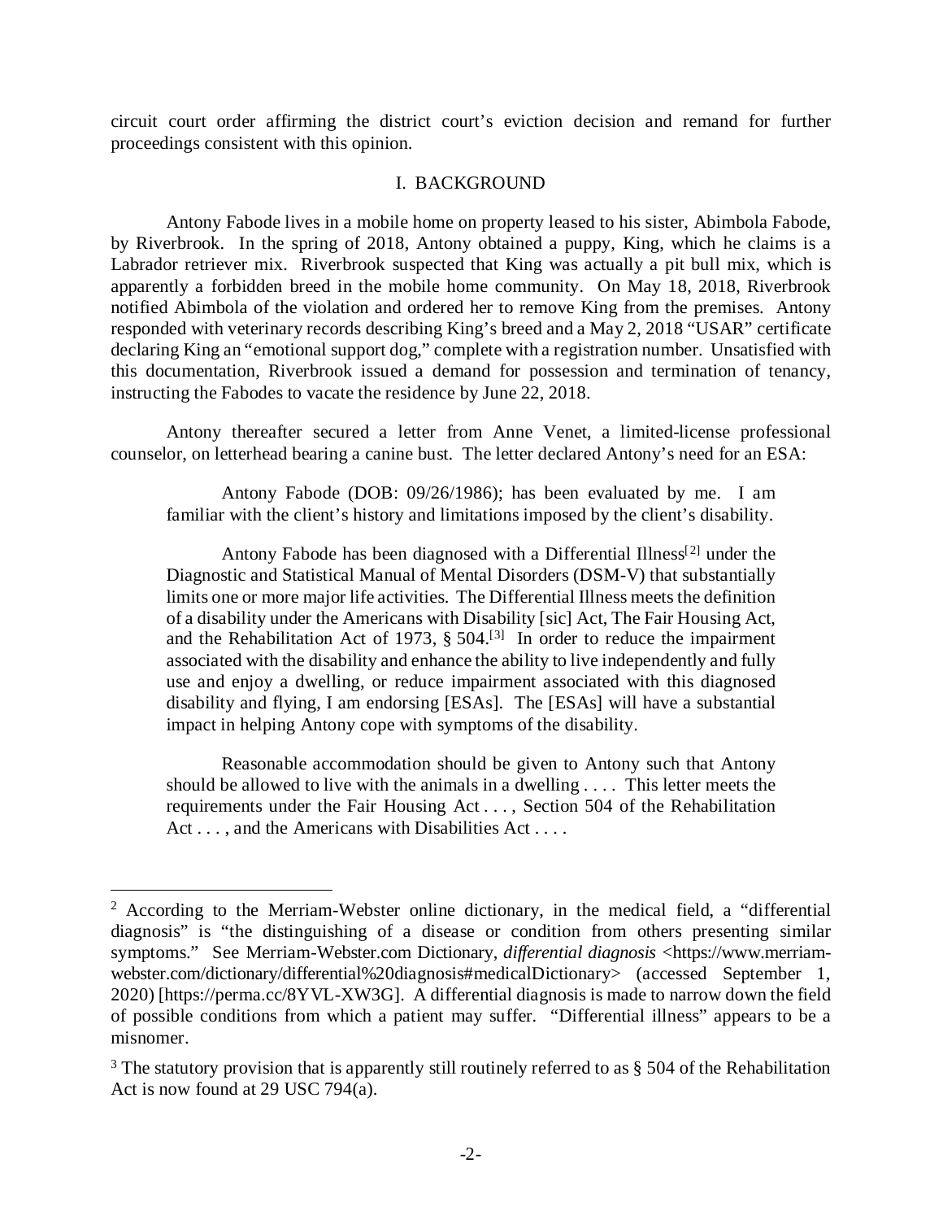circuit court order affirming the district court's eviction decision and remand for further proceedings consistent with this opinion.

## I. BACKGROUND

Antony Fabode lives in a mobile home on property leased to his sister, Abimbola Fabode, by Riverbrook. In the spring of 2018, Antony obtained a puppy, King, which he claims is a Labrador retriever mix. Riverbrook suspected that King was actually a pit bull mix, which is apparently a forbidden breed in the mobile home community. On May 18, 2018, Riverbrook notified Abimbola of the violation and ordered her to remove King from the premises. Antony responded with veterinary records describing King's breed and a May 2, 2018 "USAR" certificate declaring King an "emotional support dog," complete with a registration number. Unsatisfied with this documentation, Riverbrook issued a demand for possession and termination of tenancy, instructing the Fabodes to vacate the residence by June 22, 2018.

Antony thereafter secured a letter from Anne Venet, a limited-license professional counselor, on letterhead bearing a canine bust. The letter declared Antony's need for an ESA:

> Antony Fabode (DOB: 09/26/1986); has been evaluated by me. I am familiar with the client's history and limitations imposed by the client's disability.
>
> Antony Fabode has been diagnosed with a Differential Illness[2] under the Diagnostic and Statistical Manual of Mental Disorders (DSM-V) that substantially limits one or more major life activities. The Differential Illness meets the definition of a disability under the Americans with Disability [sic] Act, The Fair Housing Act, and the Rehabilitation Act of 1973, § 504.[3] In order to reduce the impairment associated with the disability and enhance the ability to live independently and fully use and enjoy a dwelling, or reduce impairment associated with this diagnosed disability and flying, I am endorsing [ESAs]. The [ESAs] will have a substantial impact in helping Antony cope with symptoms of the disability.
>
> Reasonable accommodation should be given to Antony such that Antony should be allowed to live with the animals in a dwelling . . . . This letter meets the requirements under the Fair Housing Act . . . , Section 504 of the Rehabilitation Act . . . , and the Americans with Disabilities Act . . . .

---

[2] According to the Merriam-Webster online dictionary, in the medical field, a "differential diagnosis" is "the distinguishing of a disease or condition from others presenting similar symptoms." See Merriam-Webster.com Dictionary, *differential diagnosis* <https://www.merriam-webster.com/dictionary/differential%20diagnosis#medicalDictionary> (accessed September 1, 2020) [https://perma.cc/8YVL-XW3G]. A differential diagnosis is made to narrow down the field of possible conditions from which a patient may suffer. "Differential illness" appears to be a misnomer.

[3] The statutory provision that is apparently still routinely referred to as § 504 of the Rehabilitation Act is now found at 29 USC 794(a).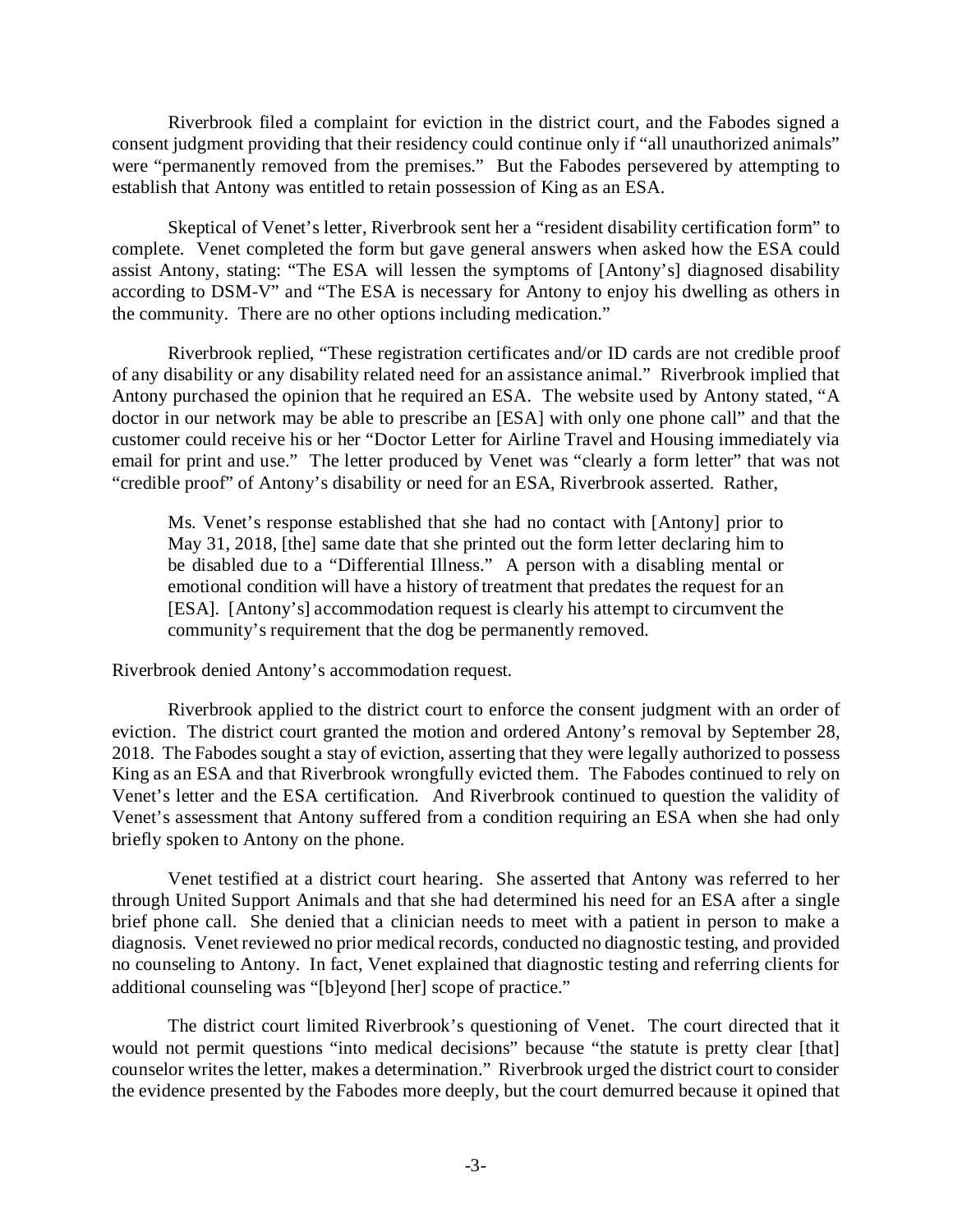Riverbrook filed a complaint for eviction in the district court, and the Fabodes signed a consent judgment providing that their residency could continue only if "all unauthorized animals" were "permanently removed from the premises." But the Fabodes persevered by attempting to establish that Antony was entitled to retain possession of King as an ESA.

Skeptical of Venet's letter, Riverbrook sent her a "resident disability certification form" to complete. Venet completed the form but gave general answers when asked how the ESA could assist Antony, stating: "The ESA will lessen the symptoms of [Antony's] diagnosed disability according to DSM-V" and "The ESA is necessary for Antony to enjoy his dwelling as others in the community. There are no other options including medication."

Riverbrook replied, "These registration certificates and/or ID cards are not credible proof of any disability or any disability related need for an assistance animal." Riverbrook implied that Antony purchased the opinion that he required an ESA. The website used by Antony stated, "A doctor in our network may be able to prescribe an [ESA] with only one phone call" and that the customer could receive his or her "Doctor Letter for Airline Travel and Housing immediately via email for print and use." The letter produced by Venet was "clearly a form letter" that was not "credible proof" of Antony's disability or need for an ESA, Riverbrook asserted. Rather,

> Ms. Venet's response established that she had no contact with [Antony] prior to May 31, 2018, [the] same date that she printed out the form letter declaring him to be disabled due to a "Differential Illness." A person with a disabling mental or emotional condition will have a history of treatment that predates the request for an [ESA]. [Antony's] accommodation request is clearly his attempt to circumvent the community's requirement that the dog be permanently removed.

Riverbrook denied Antony's accommodation request.

Riverbrook applied to the district court to enforce the consent judgment with an order of eviction. The district court granted the motion and ordered Antony's removal by September 28, 2018. The Fabodes sought a stay of eviction, asserting that they were legally authorized to possess King as an ESA and that Riverbrook wrongfully evicted them. The Fabodes continued to rely on Venet's letter and the ESA certification. And Riverbrook continued to question the validity of Venet's assessment that Antony suffered from a condition requiring an ESA when she had only briefly spoken to Antony on the phone.

Venet testified at a district court hearing. She asserted that Antony was referred to her through United Support Animals and that she had determined his need for an ESA after a single brief phone call. She denied that a clinician needs to meet with a patient in person to make a diagnosis. Venet reviewed no prior medical records, conducted no diagnostic testing, and provided no counseling to Antony. In fact, Venet explained that diagnostic testing and referring clients for additional counseling was "[b]eyond [her] scope of practice."

The district court limited Riverbrook's questioning of Venet. The court directed that it would not permit questions "into medical decisions" because "the statute is pretty clear [that] counselor writes the letter, makes a determination." Riverbrook urged the district court to consider the evidence presented by the Fabodes more deeply, but the court demurred because it opined that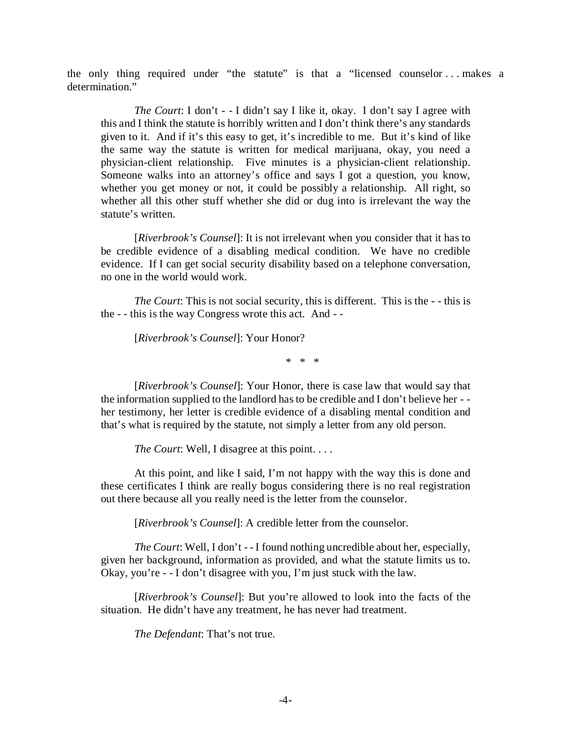the only thing required under "the statute" is that a "licensed counselor . . . makes a determination."

> *The Court*: I don't - - I didn't say I like it, okay. I don't say I agree with this and I think the statute is horribly written and I don't think there's any standards given to it. And if it's this easy to get, it's incredible to me. But it's kind of like the same way the statute is written for medical marijuana, okay, you need a physician-client relationship. Five minutes is a physician-client relationship. Someone walks into an attorney's office and says I got a question, you know, whether you get money or not, it could be possibly a relationship. All right, so whether all this other stuff whether she did or dug into is irrelevant the way the statute's written.
>
> [*Riverbrook's Counsel*]: It is not irrelevant when you consider that it has to be credible evidence of a disabling medical condition. We have no credible evidence. If I can get social security disability based on a telephone conversation, no one in the world would work.
>
> *The Court*: This is not social security, this is different. This is the - - this is the - - this is the way Congress wrote this act. And - -
>
> [*Riverbrook's Counsel*]: Your Honor?
>
> \* \* \*
>
> [*Riverbrook's Counsel*]: Your Honor, there is case law that would say that the information supplied to the landlord has to be credible and I don't believe her - - her testimony, her letter is credible evidence of a disabling mental condition and that's what is required by the statute, not simply a letter from any old person.
>
> *The Court*: Well, I disagree at this point. . . .
>
> At this point, and like I said, I'm not happy with the way this is done and these certificates I think are really bogus considering there is no real registration out there because all you really need is the letter from the counselor.
>
> [*Riverbrook's Counsel*]: A credible letter from the counselor.
>
> *The Court*: Well, I don't - - I found nothing uncredible about her, especially, given her background, information as provided, and what the statute limits us to. Okay, you're - - I don't disagree with you, I'm just stuck with the law.
>
> [*Riverbrook's Counsel*]: But you're allowed to look into the facts of the situation. He didn't have any treatment, he has never had treatment.
>
> *The Defendant*: That's not true.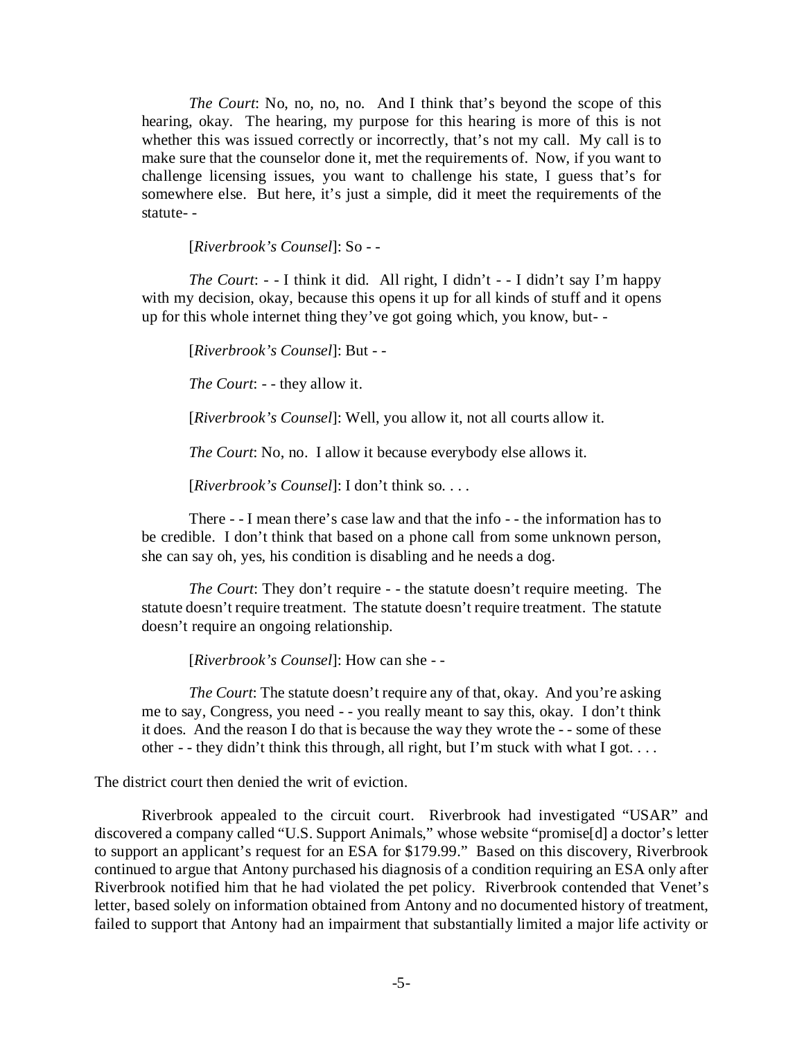*The Court*: No, no, no, no. And I think that's beyond the scope of this hearing, okay. The hearing, my purpose for this hearing is more of this is not whether this was issued correctly or incorrectly, that's not my call. My call is to make sure that the counselor done it, met the requirements of. Now, if you want to challenge licensing issues, you want to challenge his state, I guess that's for somewhere else. But here, it's just a simple, did it meet the requirements of the statute- -

[*Riverbrook's Counsel*]: So - -

*The Court*: - - I think it did. All right, I didn't - - I didn't say I'm happy with my decision, okay, because this opens it up for all kinds of stuff and it opens up for this whole internet thing they've got going which, you know, but- -

[*Riverbrook's Counsel*]: But - -

*The Court*: - - they allow it.

[*Riverbrook's Counsel*]: Well, you allow it, not all courts allow it.

*The Court*: No, no. I allow it because everybody else allows it.

[*Riverbrook's Counsel*]: I don't think so. . . .

There - - I mean there's case law and that the info - - the information has to be credible. I don't think that based on a phone call from some unknown person, she can say oh, yes, his condition is disabling and he needs a dog.

*The Court*: They don't require - - the statute doesn't require meeting. The statute doesn't require treatment. The statute doesn't require treatment. The statute doesn't require an ongoing relationship.

[*Riverbrook's Counsel*]: How can she - -

*The Court*: The statute doesn't require any of that, okay. And you're asking me to say, Congress, you need - - you really meant to say this, okay. I don't think it does. And the reason I do that is because the way they wrote the - - some of these other - - they didn't think this through, all right, but I'm stuck with what I got. . . .

The district court then denied the writ of eviction.

Riverbrook appealed to the circuit court. Riverbrook had investigated "USAR" and discovered a company called "U.S. Support Animals," whose website "promise[d] a doctor's letter to support an applicant's request for an ESA for $179.99." Based on this discovery, Riverbrook continued to argue that Antony purchased his diagnosis of a condition requiring an ESA only after Riverbrook notified him that he had violated the pet policy. Riverbrook contended that Venet's letter, based solely on information obtained from Antony and no documented history of treatment, failed to support that Antony had an impairment that substantially limited a major life activity or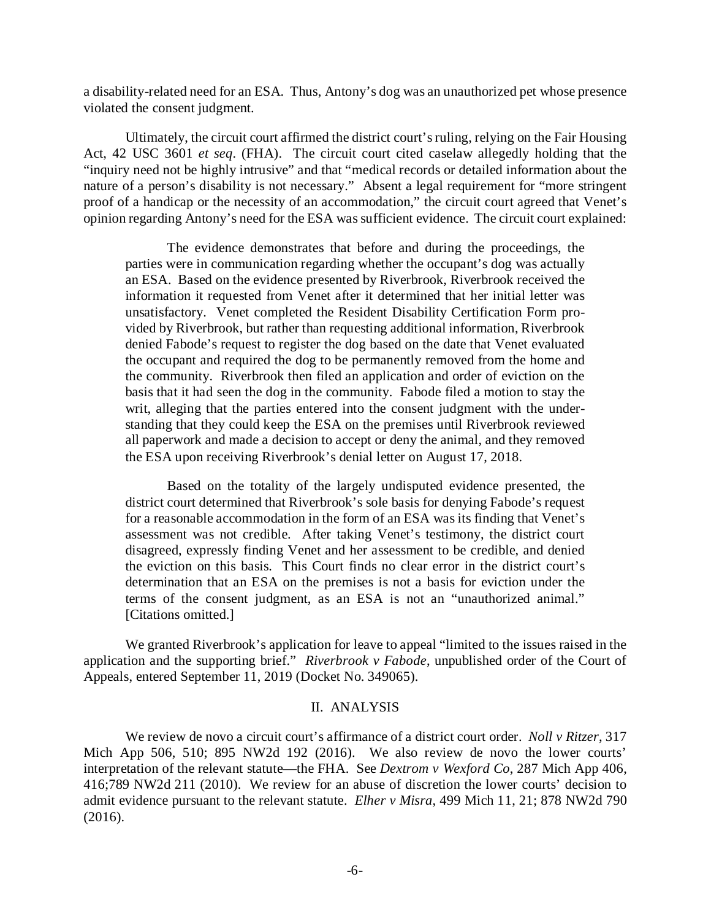a disability-related need for an ESA. Thus, Antony's dog was an unauthorized pet whose presence violated the consent judgment.

Ultimately, the circuit court affirmed the district court's ruling, relying on the Fair Housing Act, 42 USC 3601 *et seq*. (FHA). The circuit court cited caselaw allegedly holding that the "inquiry need not be highly intrusive" and that "medical records or detailed information about the nature of a person's disability is not necessary." Absent a legal requirement for "more stringent proof of a handicap or the necessity of an accommodation," the circuit court agreed that Venet's opinion regarding Antony's need for the ESA was sufficient evidence. The circuit court explained:

> The evidence demonstrates that before and during the proceedings, the parties were in communication regarding whether the occupant's dog was actually an ESA. Based on the evidence presented by Riverbrook, Riverbrook received the information it requested from Venet after it determined that her initial letter was unsatisfactory. Venet completed the Resident Disability Certification Form provided by Riverbrook, but rather than requesting additional information, Riverbrook denied Fabode's request to register the dog based on the date that Venet evaluated the occupant and required the dog to be permanently removed from the home and the community. Riverbrook then filed an application and order of eviction on the basis that it had seen the dog in the community. Fabode filed a motion to stay the writ, alleging that the parties entered into the consent judgment with the understanding that they could keep the ESA on the premises until Riverbrook reviewed all paperwork and made a decision to accept or deny the animal, and they removed the ESA upon receiving Riverbrook's denial letter on August 17, 2018.
>
> Based on the totality of the largely undisputed evidence presented, the district court determined that Riverbrook's sole basis for denying Fabode's request for a reasonable accommodation in the form of an ESA was its finding that Venet's assessment was not credible. After taking Venet's testimony, the district court disagreed, expressly finding Venet and her assessment to be credible, and denied the eviction on this basis. This Court finds no clear error in the district court's determination that an ESA on the premises is not a basis for eviction under the terms of the consent judgment, as an ESA is not an "unauthorized animal." [Citations omitted.]

We granted Riverbrook's application for leave to appeal "limited to the issues raised in the application and the supporting brief." *Riverbrook v Fabode*, unpublished order of the Court of Appeals, entered September 11, 2019 (Docket No. 349065).

## II. ANALYSIS

We review de novo a circuit court's affirmance of a district court order. *Noll v Ritzer*, 317 Mich App 506, 510; 895 NW2d 192 (2016). We also review de novo the lower courts' interpretation of the relevant statute—the FHA. See *Dextrom v Wexford Co*, 287 Mich App 406, 416;789 NW2d 211 (2010). We review for an abuse of discretion the lower courts' decision to admit evidence pursuant to the relevant statute. *Elher v Misra*, 499 Mich 11, 21; 878 NW2d 790 (2016).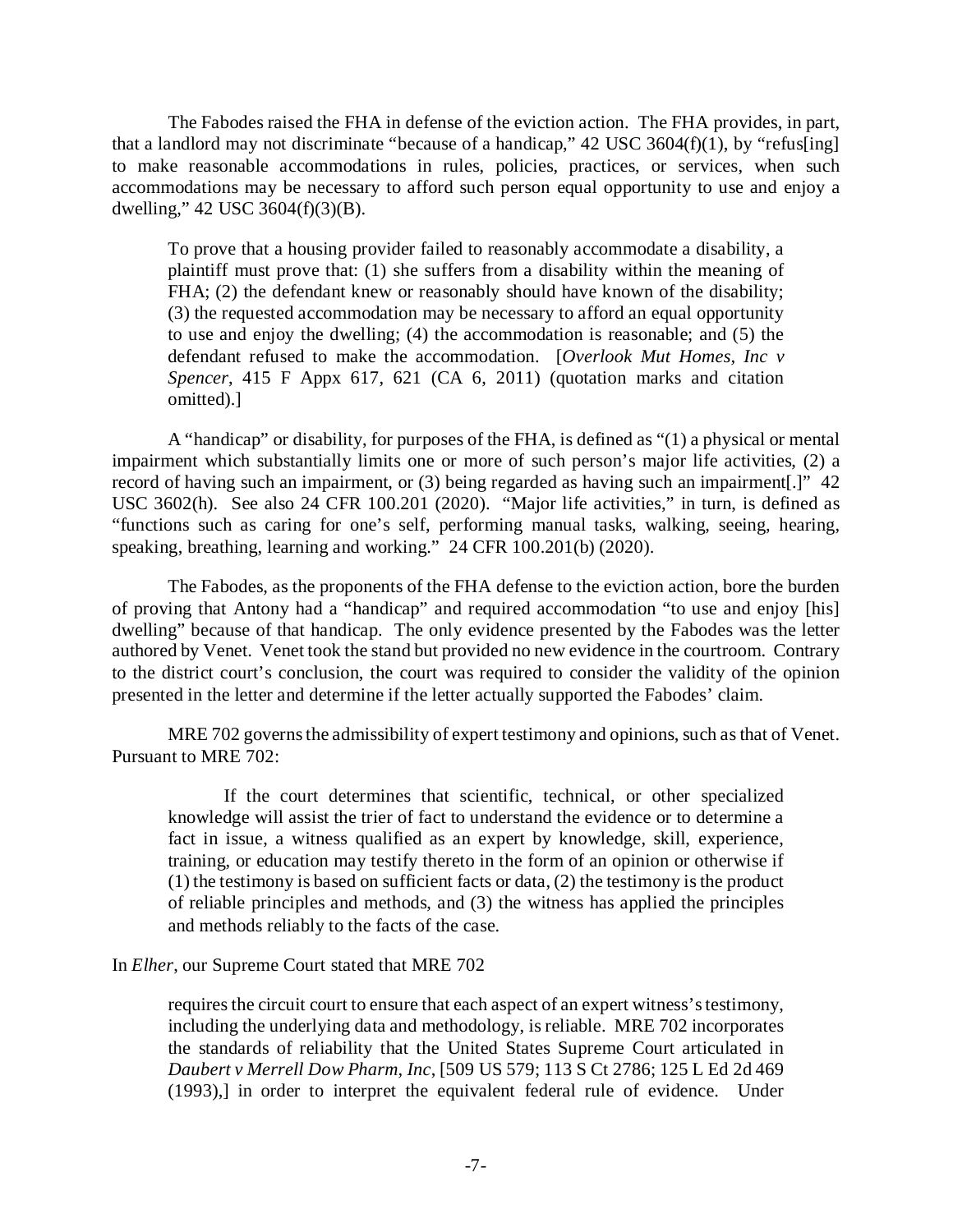The Fabodes raised the FHA in defense of the eviction action. The FHA provides, in part, that a landlord may not discriminate "because of a handicap," 42 USC 3604(f)(1), by "refus[ing] to make reasonable accommodations in rules, policies, practices, or services, when such accommodations may be necessary to afford such person equal opportunity to use and enjoy a dwelling," 42 USC 3604(f)(3)(B).

> To prove that a housing provider failed to reasonably accommodate a disability, a plaintiff must prove that: (1) she suffers from a disability within the meaning of FHA; (2) the defendant knew or reasonably should have known of the disability; (3) the requested accommodation may be necessary to afford an equal opportunity to use and enjoy the dwelling; (4) the accommodation is reasonable; and (5) the defendant refused to make the accommodation. [*Overlook Mut Homes, Inc v Spencer*, 415 F Appx 617, 621 (CA 6, 2011) (quotation marks and citation omitted).]

A "handicap" or disability, for purposes of the FHA, is defined as "(1) a physical or mental impairment which substantially limits one or more of such person's major life activities, (2) a record of having such an impairment, or (3) being regarded as having such an impairment[.]" 42 USC 3602(h). See also 24 CFR 100.201 (2020). "Major life activities," in turn, is defined as "functions such as caring for one's self, performing manual tasks, walking, seeing, hearing, speaking, breathing, learning and working." 24 CFR 100.201(b) (2020).

The Fabodes, as the proponents of the FHA defense to the eviction action, bore the burden of proving that Antony had a "handicap" and required accommodation "to use and enjoy [his] dwelling" because of that handicap. The only evidence presented by the Fabodes was the letter authored by Venet. Venet took the stand but provided no new evidence in the courtroom. Contrary to the district court's conclusion, the court was required to consider the validity of the opinion presented in the letter and determine if the letter actually supported the Fabodes' claim.

MRE 702 governs the admissibility of expert testimony and opinions, such as that of Venet. Pursuant to MRE 702:

> If the court determines that scientific, technical, or other specialized knowledge will assist the trier of fact to understand the evidence or to determine a fact in issue, a witness qualified as an expert by knowledge, skill, experience, training, or education may testify thereto in the form of an opinion or otherwise if (1) the testimony is based on sufficient facts or data, (2) the testimony is the product of reliable principles and methods, and (3) the witness has applied the principles and methods reliably to the facts of the case.

In *Elher*, our Supreme Court stated that MRE 702

> requires the circuit court to ensure that each aspect of an expert witness's testimony, including the underlying data and methodology, is reliable. MRE 702 incorporates the standards of reliability that the United States Supreme Court articulated in *Daubert v Merrell Dow Pharm, Inc*, [509 US 579; 113 S Ct 2786; 125 L Ed 2d 469 (1993),] in order to interpret the equivalent federal rule of evidence. Under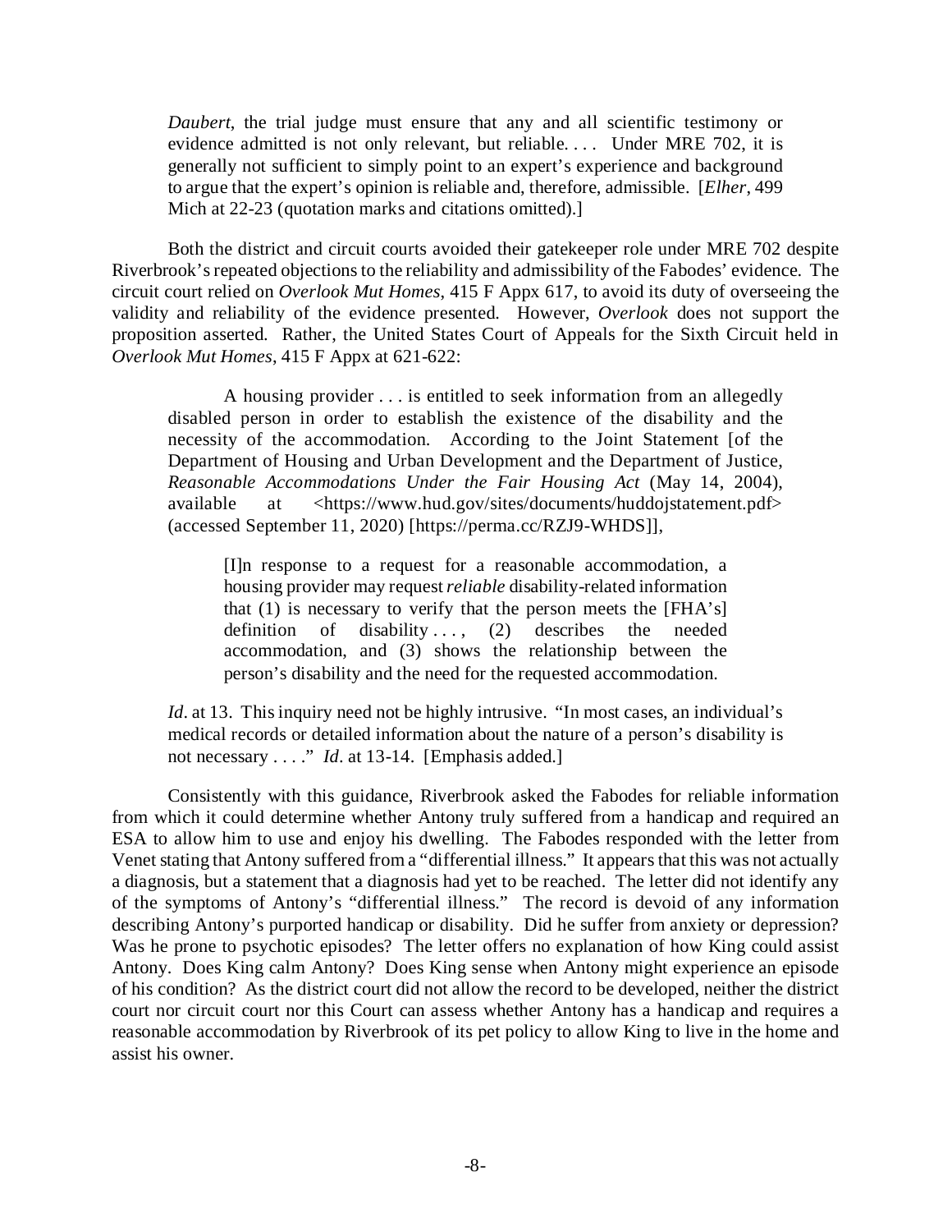> *Daubert*, the trial judge must ensure that any and all scientific testimony or evidence admitted is not only relevant, but reliable. . . . Under MRE 702, it is generally not sufficient to simply point to an expert's experience and background to argue that the expert's opinion is reliable and, therefore, admissible. [*Elher*, 499 Mich at 22-23 (quotation marks and citations omitted).]

Both the district and circuit courts avoided their gatekeeper role under MRE 702 despite Riverbrook's repeated objections to the reliability and admissibility of the Fabodes' evidence. The circuit court relied on *Overlook Mut Homes*, 415 F Appx 617, to avoid its duty of overseeing the validity and reliability of the evidence presented. However, *Overlook* does not support the proposition asserted. Rather, the United States Court of Appeals for the Sixth Circuit held in *Overlook Mut Homes*, 415 F Appx at 621-622:

> A housing provider . . . is entitled to seek information from an allegedly disabled person in order to establish the existence of the disability and the necessity of the accommodation. According to the Joint Statement [of the Department of Housing and Urban Development and the Department of Justice, *Reasonable Accommodations Under the Fair Housing Act* (May 14, 2004), available at <https://www.hud.gov/sites/documents/huddojstatement.pdf> (accessed September 11, 2020) [https://perma.cc/RZJ9-WHDS]],
>
> > [I]n response to a request for a reasonable accommodation, a housing provider may request *reliable* disability-related information that (1) is necessary to verify that the person meets the [FHA's] definition of disability . . . , (2) describes the needed accommodation, and (3) shows the relationship between the person's disability and the need for the requested accommodation.
>
> *Id*. at 13. This inquiry need not be highly intrusive. "In most cases, an individual's medical records or detailed information about the nature of a person's disability is not necessary . . . ." *Id*. at 13-14. [Emphasis added.]

Consistently with this guidance, Riverbrook asked the Fabodes for reliable information from which it could determine whether Antony truly suffered from a handicap and required an ESA to allow him to use and enjoy his dwelling. The Fabodes responded with the letter from Venet stating that Antony suffered from a "differential illness." It appears that this was not actually a diagnosis, but a statement that a diagnosis had yet to be reached. The letter did not identify any of the symptoms of Antony's "differential illness." The record is devoid of any information describing Antony's purported handicap or disability. Did he suffer from anxiety or depression? Was he prone to psychotic episodes? The letter offers no explanation of how King could assist Antony. Does King calm Antony? Does King sense when Antony might experience an episode of his condition? As the district court did not allow the record to be developed, neither the district court nor circuit court nor this Court can assess whether Antony has a handicap and requires a reasonable accommodation by Riverbrook of its pet policy to allow King to live in the home and assist his owner.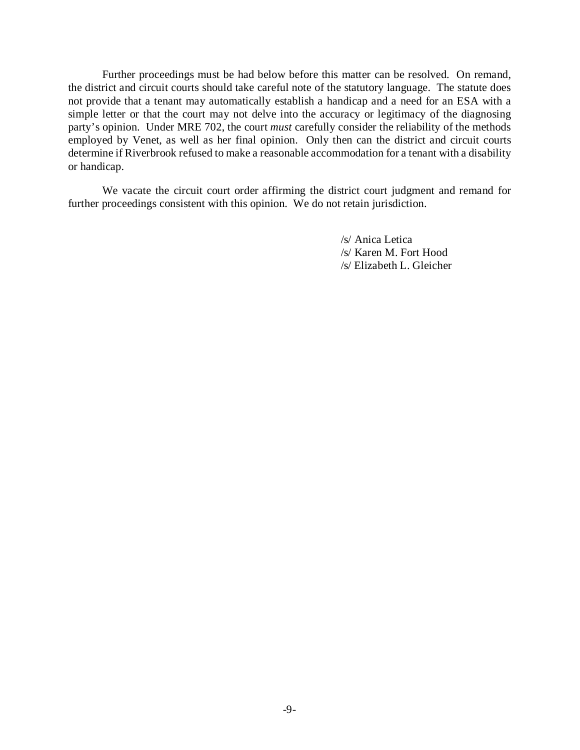Further proceedings must be had below before this matter can be resolved. On remand, the district and circuit courts should take careful note of the statutory language. The statute does not provide that a tenant may automatically establish a handicap and a need for an ESA with a simple letter or that the court may not delve into the accuracy or legitimacy of the diagnosing party's opinion. Under MRE 702, the court *must* carefully consider the reliability of the methods employed by Venet, as well as her final opinion. Only then can the district and circuit courts determine if Riverbrook refused to make a reasonable accommodation for a tenant with a disability or handicap.

We vacate the circuit court order affirming the district court judgment and remand for further proceedings consistent with this opinion. We do not retain jurisdiction.

/s/ Anica Letica
/s/ Karen M. Fort Hood
/s/ Elizabeth L. Gleicher